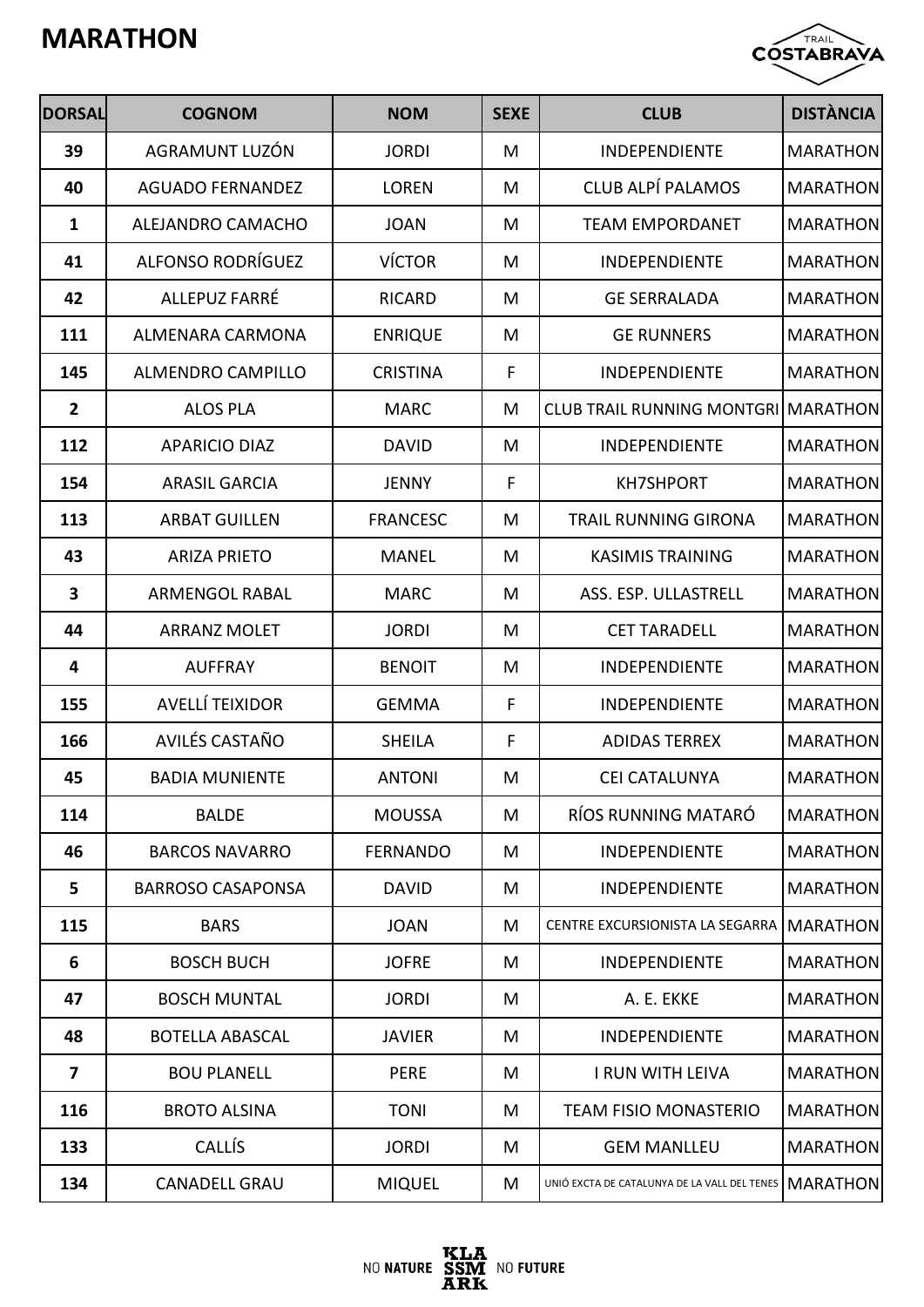# MARATHON

| DORSAL | COGNOM | NOM | SEXE | CLUB | DISTÀNCIA |
|---|---|---|---|---|---|
| 39 | AGRAMUNT LUZÓN | JORDI | M | INDEPENDIENTE | MARATHON |
| 40 | AGUADO FERNANDEZ | LOREN | M | CLUB ALPÍ PALAMOS | MARATHON |
| 1 | ALEJANDRO CAMACHO | JOAN | M | TEAM EMPORDANET | MARATHON |
| 41 | ALFONSO RODRÍGUEZ | VÍCTOR | M | INDEPENDIENTE | MARATHON |
| 42 | ALLEPUZ FARRÉ | RICARD | M | GE SERRALADA | MARATHON |
| 111 | ALMENARA CARMONA | ENRIQUE | M | GE RUNNERS | MARATHON |
| 145 | ALMENDRO CAMPILLO | CRISTINA | F | INDEPENDIENTE | MARATHON |
| 2 | ALOS PLA | MARC | M | CLUB TRAIL RUNNING MONTGRI | MARATHON |
| 112 | APARICIO DIAZ | DAVID | M | INDEPENDIENTE | MARATHON |
| 154 | ARASIL GARCIA | JENNY | F | KH7SHPORT | MARATHON |
| 113 | ARBAT GUILLEN | FRANCESC | M | TRAIL RUNNING GIRONA | MARATHON |
| 43 | ARIZA PRIETO | MANEL | M | KASIMIS TRAINING | MARATHON |
| 3 | ARMENGOL RABAL | MARC | M | ASS. ESP. ULLASTRELL | MARATHON |
| 44 | ARRANZ MOLET | JORDI | M | CET TARADELL | MARATHON |
| 4 | AUFFRAY | BENOIT | M | INDEPENDIENTE | MARATHON |
| 155 | AVELLÍ TEIXIDOR | GEMMA | F | INDEPENDIENTE | MARATHON |
| 166 | AVILÉS CASTAÑO | SHEILA | F | ADIDAS TERREX | MARATHON |
| 45 | BADIA MUNIENTE | ANTONI | M | CEI CATALUNYA | MARATHON |
| 114 | BALDE | MOUSSA | M | RÍOS RUNNING MATARÓ | MARATHON |
| 46 | BARCOS NAVARRO | FERNANDO | M | INDEPENDIENTE | MARATHON |
| 5 | BARROSO CASAPONSA | DAVID | M | INDEPENDIENTE | MARATHON |
| 115 | BARS | JOAN | M | CENTRE EXCURSIONISTA LA SEGARRA | MARATHON |
| 6 | BOSCH BUCH | JOFRE | M | INDEPENDIENTE | MARATHON |
| 47 | BOSCH MUNTAL | JORDI | M | A. E. EKKE | MARATHON |
| 48 | BOTELLA ABASCAL | JAVIER | M | INDEPENDIENTE | MARATHON |
| 7 | BOU PLANELL | PERE | M | I RUN WITH LEIVA | MARATHON |
| 116 | BROTO ALSINA | TONI | M | TEAM FISIO MONASTERIO | MARATHON |
| 133 | CALLÍS | JORDI | M | GEM MANLLEU | MARATHON |
| 134 | CANADELL GRAU | MIQUEL | M | UNIÓ EXCTA DE CATALUNYA DE LA VALL DEL TENES | MARATHON |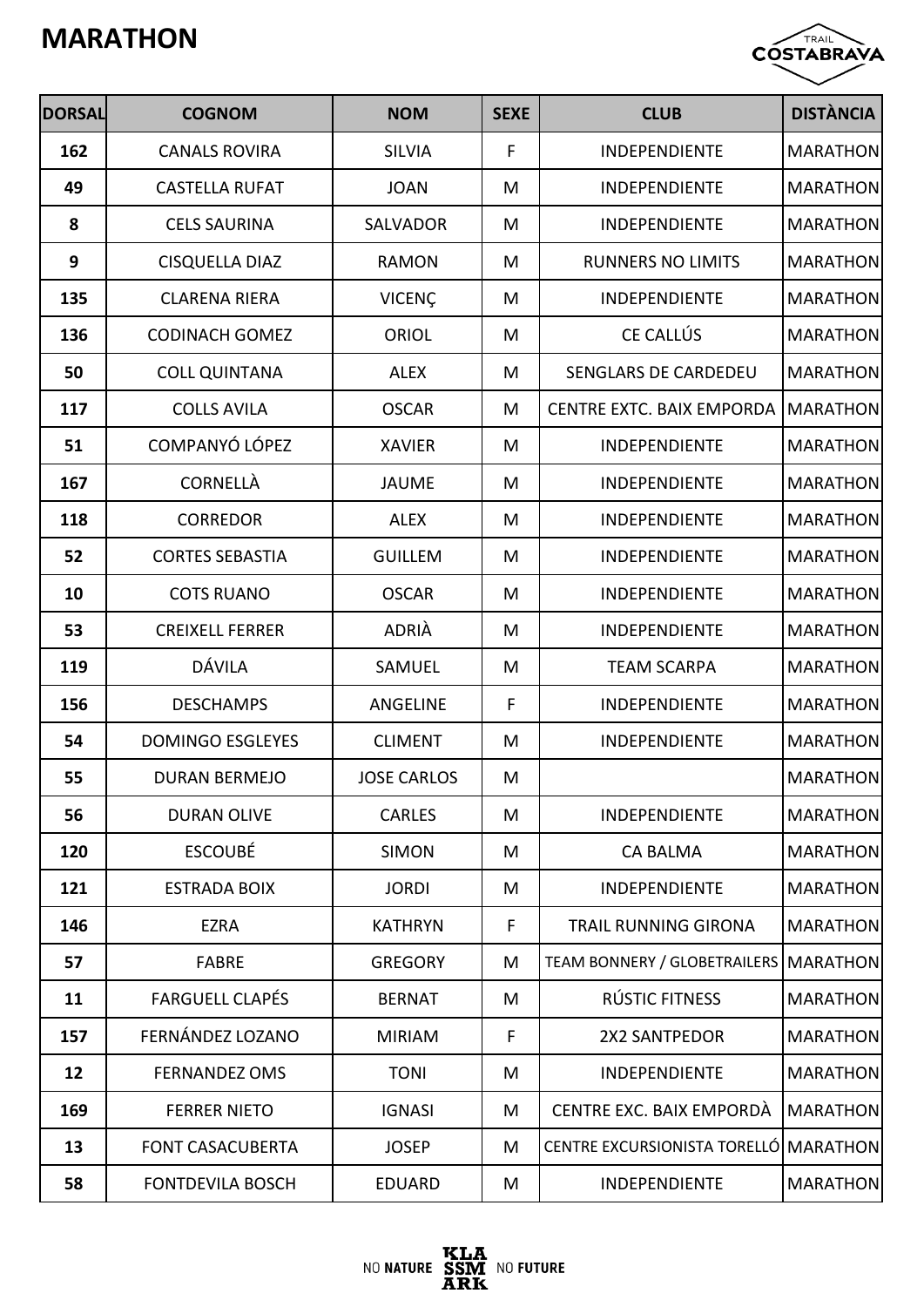# MARATHON

| DORSAL | COGNOM | NOM | SEXE | CLUB | DISTÀNCIA |
|---|---|---|---|---|---|
| 162 | CANALS ROVIRA | SILVIA | F | INDEPENDIENTE | MARATHON |
| 49 | CASTELLA RUFAT | JOAN | M | INDEPENDIENTE | MARATHON |
| 8 | CELS SAURINA | SALVADOR | M | INDEPENDIENTE | MARATHON |
| 9 | CISQUELLA DIAZ | RAMON | M | RUNNERS NO LIMITS | MARATHON |
| 135 | CLARENA RIERA | VICENÇ | M | INDEPENDIENTE | MARATHON |
| 136 | CODINACH GOMEZ | ORIOL | M | CE CALLÚS | MARATHON |
| 50 | COLL QUINTANA | ALEX | M | SENGLARS DE CARDEDEU | MARATHON |
| 117 | COLLS AVILA | OSCAR | M | CENTRE EXTC. BAIX EMPORDA | MARATHON |
| 51 | COMPANYÓ LÓPEZ | XAVIER | M | INDEPENDIENTE | MARATHON |
| 167 | CORNELLÀ | JAUME | M | INDEPENDIENTE | MARATHON |
| 118 | CORREDOR | ALEX | M | INDEPENDIENTE | MARATHON |
| 52 | CORTES SEBASTIA | GUILLEM | M | INDEPENDIENTE | MARATHON |
| 10 | COTS RUANO | OSCAR | M | INDEPENDIENTE | MARATHON |
| 53 | CREIXELL FERRER | ADRIÀ | M | INDEPENDIENTE | MARATHON |
| 119 | DÁVILA | SAMUEL | M | TEAM SCARPA | MARATHON |
| 156 | DESCHAMPS | ANGELINE | F | INDEPENDIENTE | MARATHON |
| 54 | DOMINGO ESGLEYES | CLIMENT | M | INDEPENDIENTE | MARATHON |
| 55 | DURAN BERMEJO | JOSE CARLOS | M | | MARATHON |
| 56 | DURAN OLIVE | CARLES | M | INDEPENDIENTE | MARATHON |
| 120 | ESCOUBÉ | SIMON | M | CA BALMA | MARATHON |
| 121 | ESTRADA BOIX | JORDI | M | INDEPENDIENTE | MARATHON |
| 146 | EZRA | KATHRYN | F | TRAIL RUNNING GIRONA | MARATHON |
| 57 | FABRE | GREGORY | M | TEAM BONNERY / GLOBETRAILERS | MARATHON |
| 11 | FARGUELL CLAPÉS | BERNAT | M | RÚSTIC FITNESS | MARATHON |
| 157 | FERNÁNDEZ LOZANO | MIRIAM | F | 2X2 SANTPEDOR | MARATHON |
| 12 | FERNANDEZ OMS | TONI | M | INDEPENDIENTE | MARATHON |
| 169 | FERRER NIETO | IGNASI | M | CENTRE EXC. BAIX EMPORDÀ | MARATHON |
| 13 | FONT CASACUBERTA | JOSEP | M | CENTRE EXCURSIONISTA TORELLÓ | MARATHON |
| 58 | FONTDEVILA BOSCH | EDUARD | M | INDEPENDIENTE | MARATHON |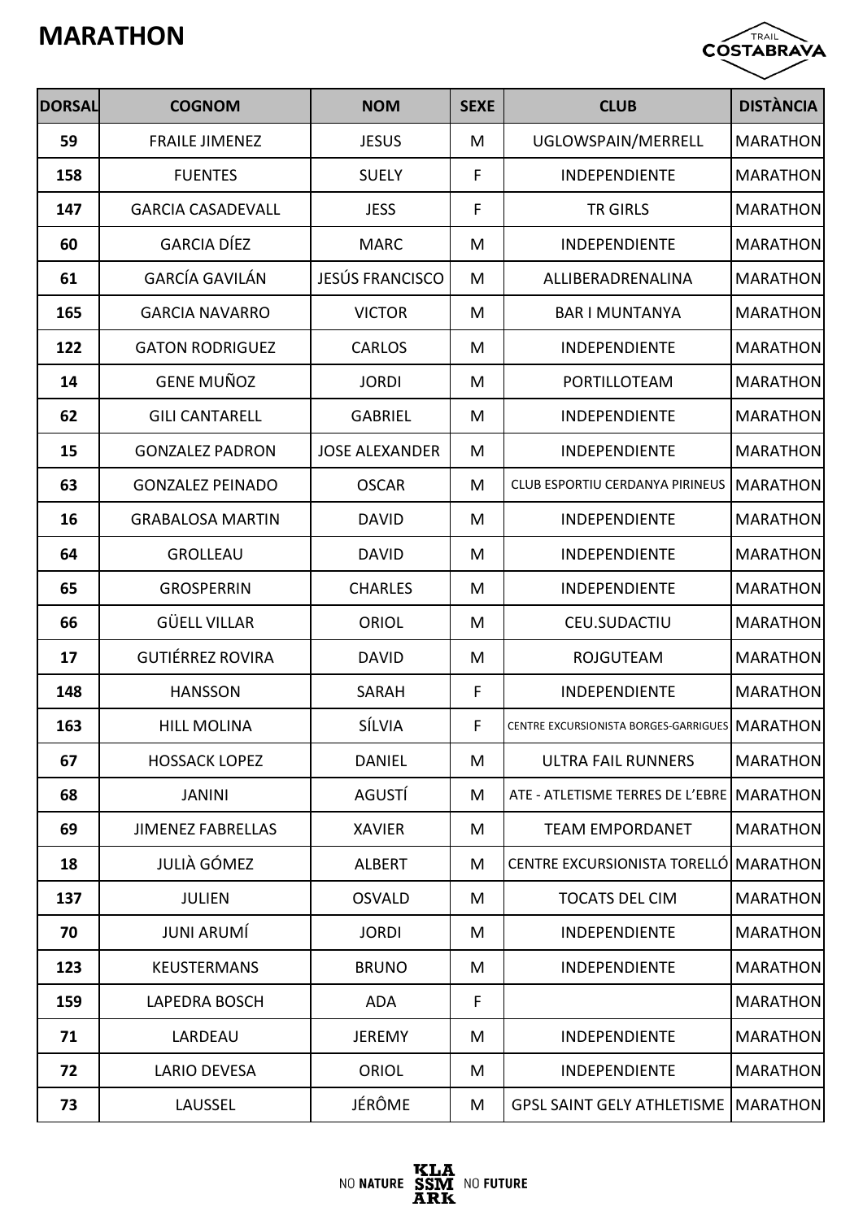# MARATHON

| DORSAL | COGNOM | NOM | SEXE | CLUB | DISTÀNCIA |
|---|---|---|---|---|---|
| 59 | FRAILE JIMENEZ | JESUS | M | UGLOWSPAIN/MERRELL | MARATHON |
| 158 | FUENTES | SUELY | F | INDEPENDIENTE | MARATHON |
| 147 | GARCIA CASADEVALL | JESS | F | TR GIRLS | MARATHON |
| 60 | GARCIA DÍEZ | MARC | M | INDEPENDIENTE | MARATHON |
| 61 | GARCÍA GAVILÁN | JESÚS FRANCISCO | M | ALLIBERADRENALINA | MARATHON |
| 165 | GARCIA NAVARRO | VICTOR | M | BAR I MUNTANYA | MARATHON |
| 122 | GATON RODRIGUEZ | CARLOS | M | INDEPENDIENTE | MARATHON |
| 14 | GENE MUÑOZ | JORDI | M | PORTILLOTEAM | MARATHON |
| 62 | GILI CANTARELL | GABRIEL | M | INDEPENDIENTE | MARATHON |
| 15 | GONZALEZ PADRON | JOSE ALEXANDER | M | INDEPENDIENTE | MARATHON |
| 63 | GONZALEZ PEINADO | OSCAR | M | CLUB ESPORTIU CERDANYA PIRINEUS | MARATHON |
| 16 | GRABALOSA MARTIN | DAVID | M | INDEPENDIENTE | MARATHON |
| 64 | GROLLEAU | DAVID | M | INDEPENDIENTE | MARATHON |
| 65 | GROSPERRIN | CHARLES | M | INDEPENDIENTE | MARATHON |
| 66 | GÜELL VILLAR | ORIOL | M | CEU.SUDACTIU | MARATHON |
| 17 | GUTIÉRREZ ROVIRA | DAVID | M | ROJGUTEAM | MARATHON |
| 148 | HANSSON | SARAH | F | INDEPENDIENTE | MARATHON |
| 163 | HILL MOLINA | SÍLVIA | F | CENTRE EXCURSIONISTA BORGES-GARRIGUES | MARATHON |
| 67 | HOSSACK LOPEZ | DANIEL | M | ULTRA FAIL RUNNERS | MARATHON |
| 68 | JANINI | AGUSTÍ | M | ATE - ATLETISME TERRES DE L'EBRE | MARATHON |
| 69 | JIMENEZ FABRELLAS | XAVIER | M | TEAM EMPORDANET | MARATHON |
| 18 | JULIÀ GÓMEZ | ALBERT | M | CENTRE EXCURSIONISTA TORELLÓ | MARATHON |
| 137 | JULIEN | OSVALD | M | TOCATS DEL CIM | MARATHON |
| 70 | JUNI ARUMÍ | JORDI | M | INDEPENDIENTE | MARATHON |
| 123 | KEUSTERMANS | BRUNO | M | INDEPENDIENTE | MARATHON |
| 159 | LAPEDRA BOSCH | ADA | F |  | MARATHON |
| 71 | LARDEAU | JEREMY | M | INDEPENDIENTE | MARATHON |
| 72 | LARIO DEVESA | ORIOL | M | INDEPENDIENTE | MARATHON |
| 73 | LAUSSEL | JÉRÔME | M | GPSL SAINT GELY ATHLETISME | MARATHON |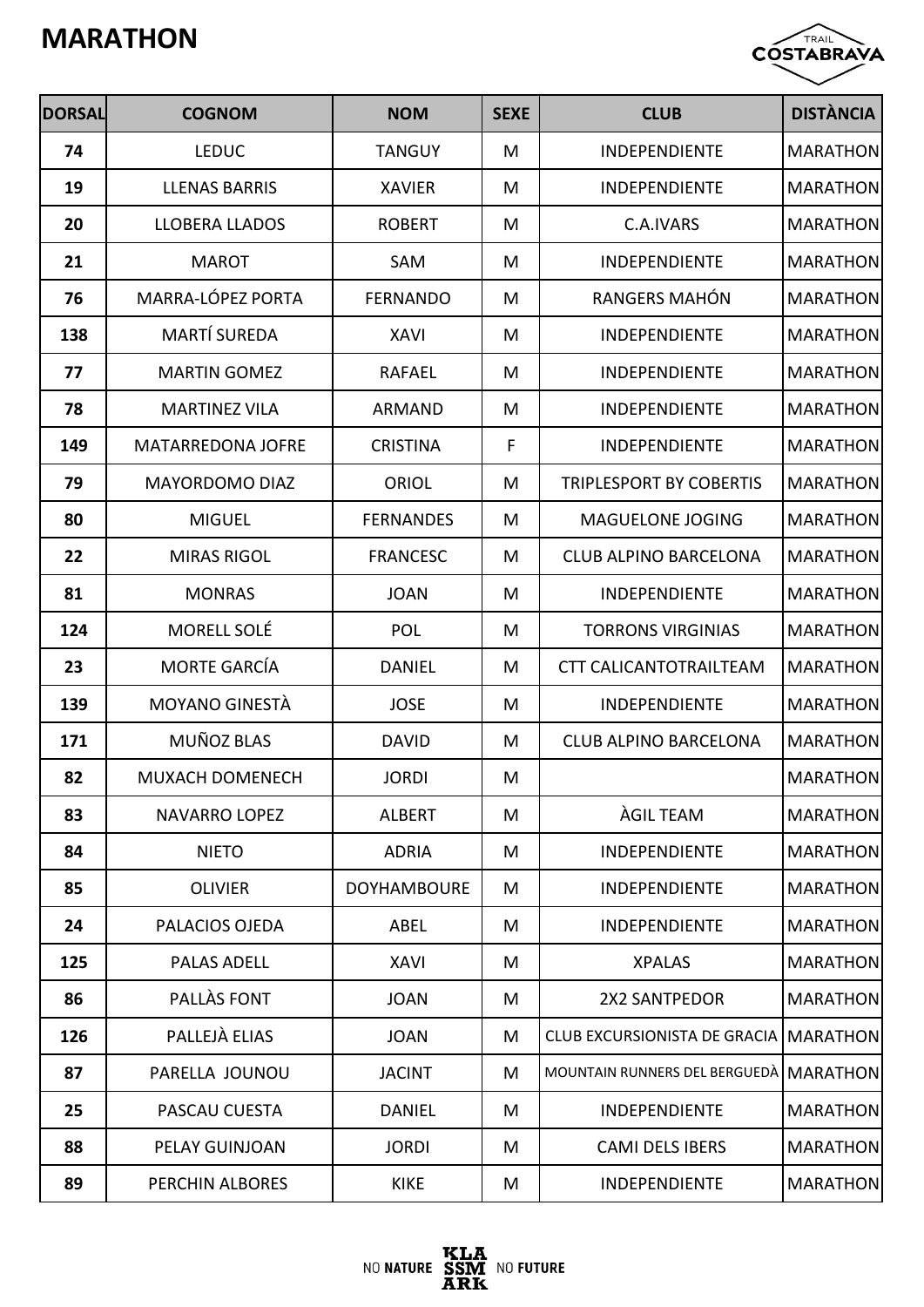# MARATHON

| DORSAL | COGNOM | NOM | SEXE | CLUB | DISTÀNCIA |
|---|---|---|---|---|---|
| 74 | LEDUC | TANGUY | M | INDEPENDIENTE | MARATHON |
| 19 | LLENAS BARRIS | XAVIER | M | INDEPENDIENTE | MARATHON |
| 20 | LLOBERA LLADOS | ROBERT | M | C.A.IVARS | MARATHON |
| 21 | MAROT | SAM | M | INDEPENDIENTE | MARATHON |
| 76 | MARRA-LÓPEZ PORTA | FERNANDO | M | RANGERS MAHÓN | MARATHON |
| 138 | MARTÍ SUREDA | XAVI | M | INDEPENDIENTE | MARATHON |
| 77 | MARTIN GOMEZ | RAFAEL | M | INDEPENDIENTE | MARATHON |
| 78 | MARTINEZ VILA | ARMAND | M | INDEPENDIENTE | MARATHON |
| 149 | MATARREDONA JOFRE | CRISTINA | F | INDEPENDIENTE | MARATHON |
| 79 | MAYORDOMO DIAZ | ORIOL | M | TRIPLESPORT BY COBERTIS | MARATHON |
| 80 | MIGUEL | FERNANDES | M | MAGUELONE JOGING | MARATHON |
| 22 | MIRAS RIGOL | FRANCESC | M | CLUB ALPINO BARCELONA | MARATHON |
| 81 | MONRAS | JOAN | M | INDEPENDIENTE | MARATHON |
| 124 | MORELL SOLÉ | POL | M | TORRONS VIRGINIAS | MARATHON |
| 23 | MORTE GARCÍA | DANIEL | M | CTT CALICANTOTRAILTEAM | MARATHON |
| 139 | MOYANO GINESTÀ | JOSE | M | INDEPENDIENTE | MARATHON |
| 171 | MUÑOZ BLAS | DAVID | M | CLUB ALPINO BARCELONA | MARATHON |
| 82 | MUXACH DOMENECH | JORDI | M | | MARATHON |
| 83 | NAVARRO LOPEZ | ALBERT | M | ÀGIL TEAM | MARATHON |
| 84 | NIETO | ADRIA | M | INDEPENDIENTE | MARATHON |
| 85 | OLIVIER | DOYHAMBOURE | M | INDEPENDIENTE | MARATHON |
| 24 | PALACIOS OJEDA | ABEL | M | INDEPENDIENTE | MARATHON |
| 125 | PALAS ADELL | XAVI | M | XPALAS | MARATHON |
| 86 | PALLÀS FONT | JOAN | M | 2X2 SANTPEDOR | MARATHON |
| 126 | PALLEJÀ ELIAS | JOAN | M | CLUB EXCURSIONISTA DE GRACIA | MARATHON |
| 87 | PARELLA JOUNOU | JACINT | M | MOUNTAIN RUNNERS DEL BERGUEDÀ | MARATHON |
| 25 | PASCAU CUESTA | DANIEL | M | INDEPENDIENTE | MARATHON |
| 88 | PELAY GUINJOAN | JORDI | M | CAMI DELS IBERS | MARATHON |
| 89 | PERCHIN ALBORES | KIKE | M | INDEPENDIENTE | MARATHON |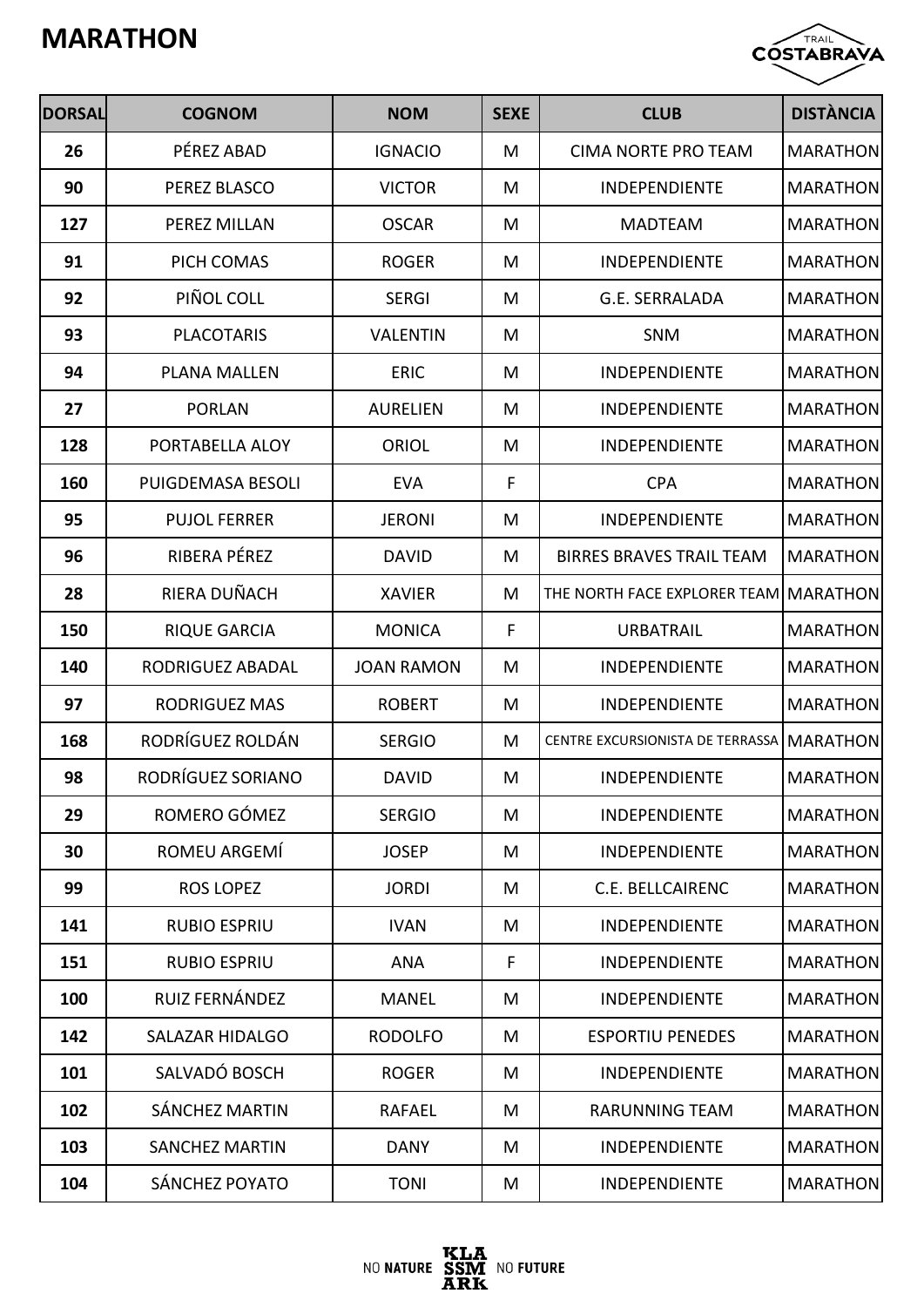# MARATHON

| DORSAL | COGNOM | NOM | SEXE | CLUB | DISTÀNCIA |
|---|---|---|---|---|---|
| 26 | PÉREZ ABAD | IGNACIO | M | CIMA NORTE PRO TEAM | MARATHON |
| 90 | PEREZ BLASCO | VICTOR | M | INDEPENDIENTE | MARATHON |
| 127 | PEREZ MILLAN | OSCAR | M | MADTEAM | MARATHON |
| 91 | PICH COMAS | ROGER | M | INDEPENDIENTE | MARATHON |
| 92 | PIÑOL COLL | SERGI | M | G.E. SERRALADA | MARATHON |
| 93 | PLACOTARIS | VALENTIN | M | SNM | MARATHON |
| 94 | PLANA MALLEN | ERIC | M | INDEPENDIENTE | MARATHON |
| 27 | PORLAN | AURELIEN | M | INDEPENDIENTE | MARATHON |
| 128 | PORTABELLA ALOY | ORIOL | M | INDEPENDIENTE | MARATHON |
| 160 | PUIGDEMASA BESOLI | EVA | F | CPA | MARATHON |
| 95 | PUJOL FERRER | JERONI | M | INDEPENDIENTE | MARATHON |
| 96 | RIBERA PÉREZ | DAVID | M | BIRRES BRAVES TRAIL TEAM | MARATHON |
| 28 | RIERA DUÑACH | XAVIER | M | THE NORTH FACE EXPLORER TEAM | MARATHON |
| 150 | RIQUE GARCIA | MONICA | F | URBATRAIL | MARATHON |
| 140 | RODRIGUEZ ABADAL | JOAN RAMON | M | INDEPENDIENTE | MARATHON |
| 97 | RODRIGUEZ MAS | ROBERT | M | INDEPENDIENTE | MARATHON |
| 168 | RODRÍGUEZ ROLDÁN | SERGIO | M | CENTRE EXCURSIONISTA DE TERRASSA | MARATHON |
| 98 | RODRÍGUEZ SORIANO | DAVID | M | INDEPENDIENTE | MARATHON |
| 29 | ROMERO GÓMEZ | SERGIO | M | INDEPENDIENTE | MARATHON |
| 30 | ROMEU ARGEMÍ | JOSEP | M | INDEPENDIENTE | MARATHON |
| 99 | ROS LOPEZ | JORDI | M | C.E. BELLCAIRENC | MARATHON |
| 141 | RUBIO ESPRIU | IVAN | M | INDEPENDIENTE | MARATHON |
| 151 | RUBIO ESPRIU | ANA | F | INDEPENDIENTE | MARATHON |
| 100 | RUIZ FERNÁNDEZ | MANEL | M | INDEPENDIENTE | MARATHON |
| 142 | SALAZAR HIDALGO | RODOLFO | M | ESPORTIU PENEDES | MARATHON |
| 101 | SALVADÓ BOSCH | ROGER | M | INDEPENDIENTE | MARATHON |
| 102 | SÁNCHEZ MARTIN | RAFAEL | M | RARUNNING TEAM | MARATHON |
| 103 | SANCHEZ MARTIN | DANY | M | INDEPENDIENTE | MARATHON |
| 104 | SÁNCHEZ POYATO | TONI | M | INDEPENDIENTE | MARATHON |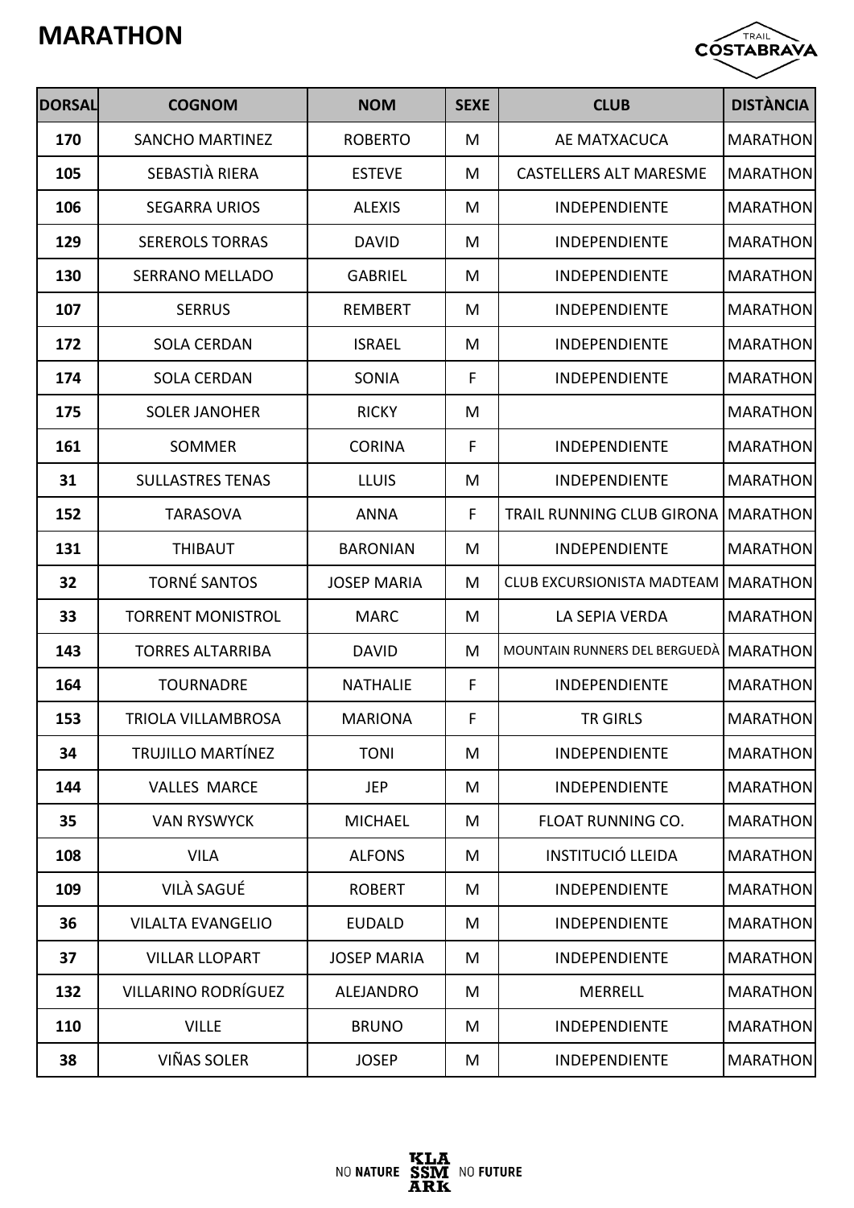# MARATHON

| DORSAL | COGNOM | NOM | SEXE | CLUB | DISTÀNCIA |
|---|---|---|---|---|---|
| 170 | SANCHO MARTINEZ | ROBERTO | M | AE MATXACUCA | MARATHON |
| 105 | SEBASTIÀ RIERA | ESTEVE | M | CASTELLERS ALT MARESME | MARATHON |
| 106 | SEGARRA URIOS | ALEXIS | M | INDEPENDIENTE | MARATHON |
| 129 | SEREROLS TORRAS | DAVID | M | INDEPENDIENTE | MARATHON |
| 130 | SERRANO MELLADO | GABRIEL | M | INDEPENDIENTE | MARATHON |
| 107 | SERRUS | REMBERT | M | INDEPENDIENTE | MARATHON |
| 172 | SOLA CERDAN | ISRAEL | M | INDEPENDIENTE | MARATHON |
| 174 | SOLA CERDAN | SONIA | F | INDEPENDIENTE | MARATHON |
| 175 | SOLER JANOHER | RICKY | M | | MARATHON |
| 161 | SOMMER | CORINA | F | INDEPENDIENTE | MARATHON |
| 31 | SULLASTRES TENAS | LLUIS | M | INDEPENDIENTE | MARATHON |
| 152 | TARASOVA | ANNA | F | TRAIL RUNNING CLUB GIRONA | MARATHON |
| 131 | THIBAUT | BARONIAN | M | INDEPENDIENTE | MARATHON |
| 32 | TORNÉ SANTOS | JOSEP MARIA | M | CLUB EXCURSIONISTA MADTEAM | MARATHON |
| 33 | TORRENT MONISTROL | MARC | M | LA SEPIA VERDA | MARATHON |
| 143 | TORRES ALTARRIBA | DAVID | M | MOUNTAIN RUNNERS DEL BERGUEDÀ | MARATHON |
| 164 | TOURNADRE | NATHALIE | F | INDEPENDIENTE | MARATHON |
| 153 | TRIOLA VILLAMBROSA | MARIONA | F | TR GIRLS | MARATHON |
| 34 | TRUJILLO MARTÍNEZ | TONI | M | INDEPENDIENTE | MARATHON |
| 144 | VALLES MARCE | JEP | M | INDEPENDIENTE | MARATHON |
| 35 | VAN RYSWYCK | MICHAEL | M | FLOAT RUNNING CO. | MARATHON |
| 108 | VILA | ALFONS | M | INSTITUCIÓ LLEIDA | MARATHON |
| 109 | VILÀ SAGUÉ | ROBERT | M | INDEPENDIENTE | MARATHON |
| 36 | VILALTA EVANGELIO | EUDALD | M | INDEPENDIENTE | MARATHON |
| 37 | VILLAR LLOPART | JOSEP MARIA | M | INDEPENDIENTE | MARATHON |
| 132 | VILLARINO RODRÍGUEZ | ALEJANDRO | M | MERRELL | MARATHON |
| 110 | VILLE | BRUNO | M | INDEPENDIENTE | MARATHON |
| 38 | VIÑAS SOLER | JOSEP | M | INDEPENDIENTE | MARATHON |